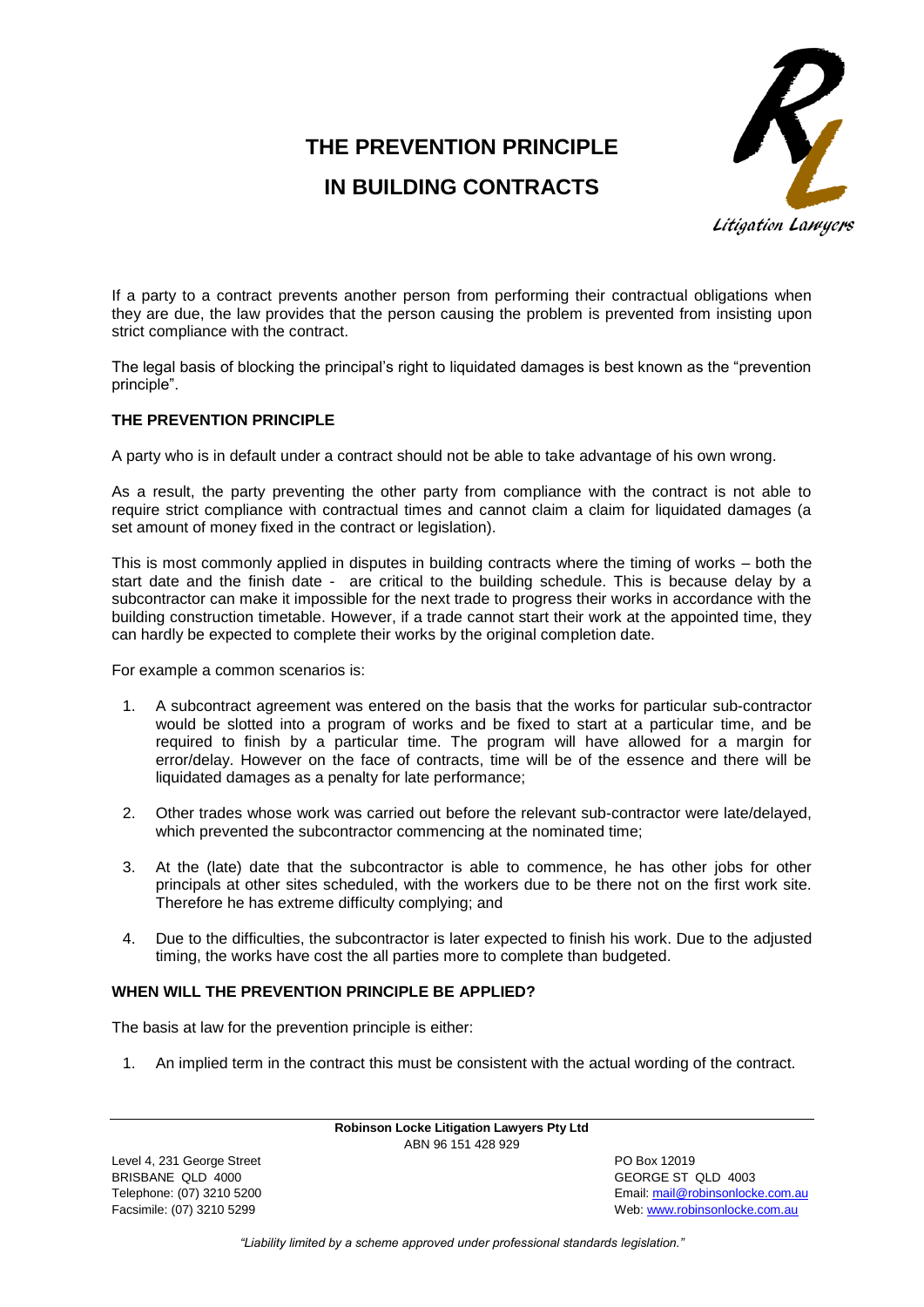# THE PREVENTION PRINCIPLE IN BUILDING CONTRACTS

If a party to a contract prevents another person from performing their contractual obligations when they are due, the law provides that the person causing the problem is prevented from insisting upon strict compliance with the contract.

The legal basis of blocking the principal's right to liquidated damages is best known as the "prevention principle".

## THE PREVENTION PRINCIPLE

A party who is in default under a contract should not be able to take advantage of his own wrong.

As a result, the party preventing the other party from compliance with the contract is not able to require strict compliance with contractual times and cannot claim a claim for liquidated damages (a set amount of money fixed in the contract or legislation).

This is most commonly applied in disputes in building contracts where the timing of works – both the start date and the finish date - are critical to the building schedule. This is because delay by a subcontractor can make it impossible for the next trade to progress their works in accordance with the building construction timetable. However, if a trade cannot start their work at the appointed time, they can hardly be expected to complete their works by the original completion date.

For example a common scenarios is:

1. A subcontract agreement was entered on the basis that the works for particular sub-contractor would be slotted into a program of works and be fixed to start at a particular time, and be required to finish by a particular time. The program will have allowed for a margin for error/delay. However on the face of contracts, time will be of the essence and there will be liquidated damages as a penalty for late performance;
2. Other trades whose work was carried out before the relevant sub-contractor were late/delayed, which prevented the subcontractor commencing at the nominated time;
3. At the (late) date that the subcontractor is able to commence, he has other jobs for other principals at other sites scheduled, with the workers due to be there not on the first work site. Therefore he has extreme difficulty complying; and
4. Due to the difficulties, the subcontractor is later expected to finish his work. Due to the adjusted timing, the works have cost the all parties more to complete than budgeted.

## WHEN WILL THE PREVENTION PRINCIPLE BE APPLIED?

The basis at law for the prevention principle is either:

1. An implied term in the contract this must be consistent with the actual wording of the contract.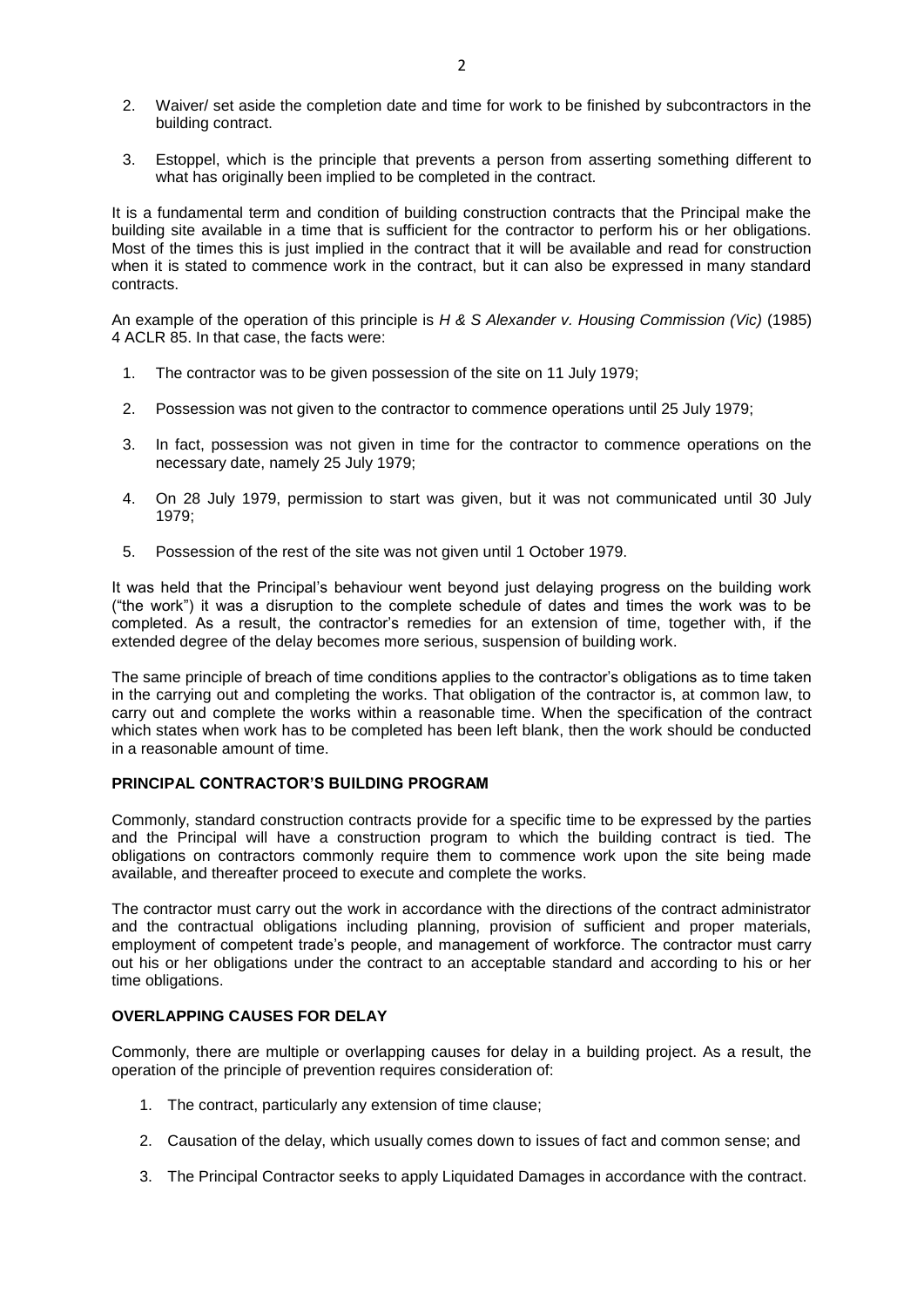2. Waiver/ set aside the completion date and time for work to be finished by subcontractors in the building contract.

3. Estoppel, which is the principle that prevents a person from asserting something different to what has originally been implied to be completed in the contract.

It is a fundamental term and condition of building construction contracts that the Principal make the building site available in a time that is sufficient for the contractor to perform his or her obligations. Most of the times this is just implied in the contract that it will be available and read for construction when it is stated to commence work in the contract, but it can also be expressed in many standard contracts.

An example of the operation of this principle is *H & S Alexander v. Housing Commission (Vic)* (1985) 4 ACLR 85. In that case, the facts were:

1. The contractor was to be given possession of the site on 11 July 1979;

2. Possession was not given to the contractor to commence operations until 25 July 1979;

3. In fact, possession was not given in time for the contractor to commence operations on the necessary date, namely 25 July 1979;

4. On 28 July 1979, permission to start was given, but it was not communicated until 30 July 1979;

5. Possession of the rest of the site was not given until 1 October 1979.

It was held that the Principal's behaviour went beyond just delaying progress on the building work ("the work") it was a disruption to the complete schedule of dates and times the work was to be completed. As a result, the contractor's remedies for an extension of time, together with, if the extended degree of the delay becomes more serious, suspension of building work.

The same principle of breach of time conditions applies to the contractor's obligations as to time taken in the carrying out and completing the works. That obligation of the contractor is, at common law, to carry out and complete the works within a reasonable time. When the specification of the contract which states when work has to be completed has been left blank, then the work should be conducted in a reasonable amount of time.

## PRINCIPAL CONTRACTOR'S BUILDING PROGRAM

Commonly, standard construction contracts provide for a specific time to be expressed by the parties and the Principal will have a construction program to which the building contract is tied. The obligations on contractors commonly require them to commence work upon the site being made available, and thereafter proceed to execute and complete the works.

The contractor must carry out the work in accordance with the directions of the contract administrator and the contractual obligations including planning, provision of sufficient and proper materials, employment of competent trade's people, and management of workforce. The contractor must carry out his or her obligations under the contract to an acceptable standard and according to his or her time obligations.

## OVERLAPPING CAUSES FOR DELAY

Commonly, there are multiple or overlapping causes for delay in a building project. As a result, the operation of the principle of prevention requires consideration of:

1. The contract, particularly any extension of time clause;

2. Causation of the delay, which usually comes down to issues of fact and common sense; and

3. The Principal Contractor seeks to apply Liquidated Damages in accordance with the contract.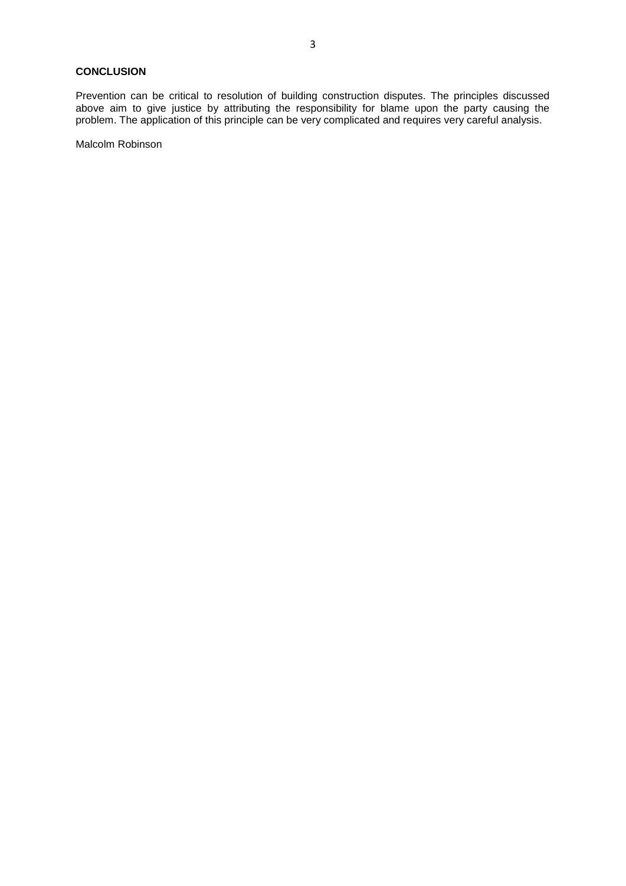## CONCLUSION

Prevention can be critical to resolution of building construction disputes. The principles discussed above aim to give justice by attributing the responsibility for blame upon the party causing the problem. The application of this principle can be very complicated and requires very careful analysis.

Malcolm Robinson